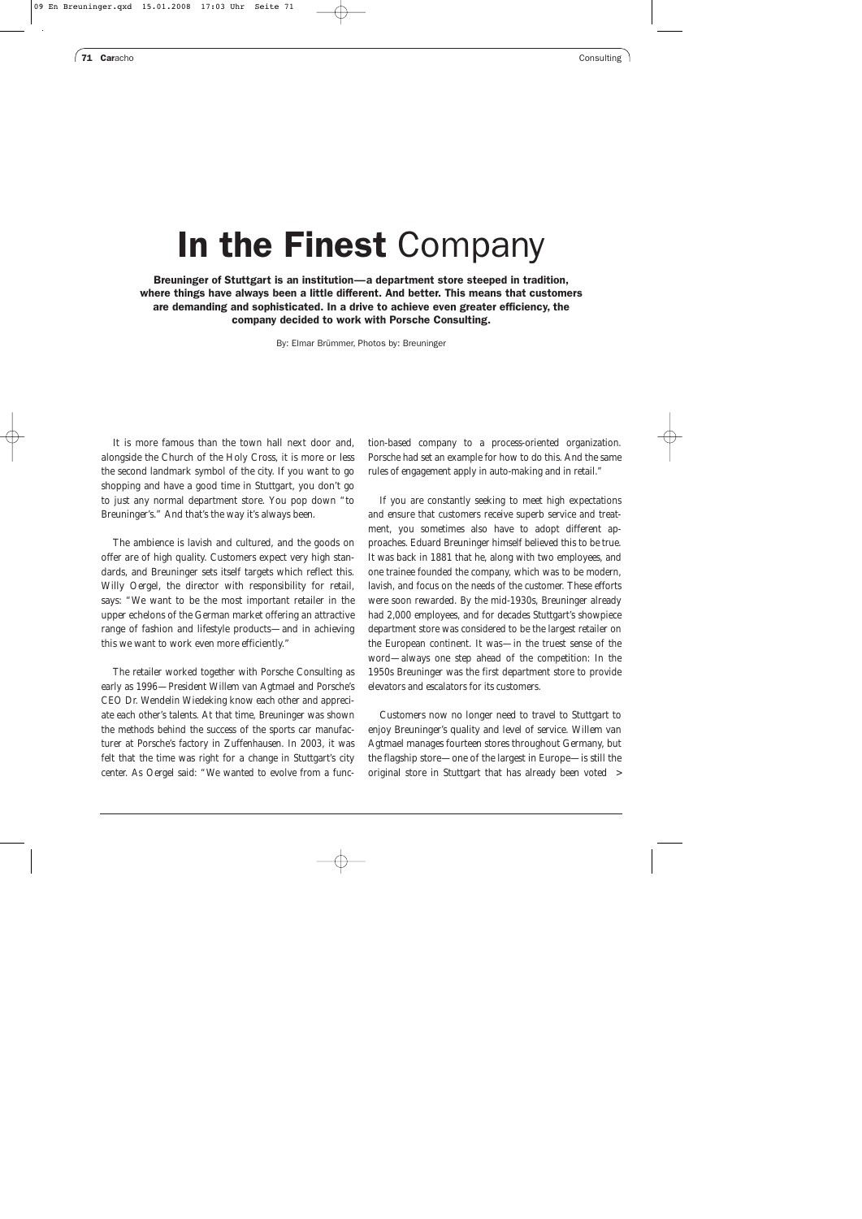# **In the Finest** Company

**Breuninger of Stuttgart is an institution—a department store steeped in tradition, where things have always been a little different. And better. This means that customers are demanding and sophisticated. In a drive to achieve even greater efficiency, the company decided to work with Porsche Consulting.**

By: Elmar Brümmer, Photos by: Breuninger

It is more famous than the town hall next door and, alongside the Church of the Holy Cross, it is more or less the second landmark symbol of the city. If you want to go shopping and have a good time in Stuttgart, you don't go to just any normal department store. You pop down "to Breuninger's." And that's the way it's always been.

The ambience is lavish and cultured, and the goods on offer are of high quality. Customers expect very high standards, and Breuninger sets itself targets which reflect this. Willy Oergel, the director with responsibility for retail, says: "We want to be the most important retailer in the upper echelons of the German market offering an attractive range of fashion and lifestyle products—and in achieving this we want to work even more efficiently."

The retailer worked together with Porsche Consulting as early as 1996—President Willem van Agtmael and Porsche's CEO Dr. Wendelin Wiedeking know each other and appreciate each other's talents. At that time, Breuninger was shown the methods behind the success of the sports car manufacturer at Porsche's factory in Zuffenhausen. In 2003, it was felt that the time was right for a change in Stuttgart's city center. As Oergel said: "We wanted to evolve from a function-based company to a process-oriented organization. Porsche had set an example for how to do this. And the same rules of engagement apply in auto-making and in retail."

If you are constantly seeking to meet high expectations and ensure that customers receive superb service and treatment, you sometimes also have to adopt different approaches. Eduard Breuninger himself believed this to be true. It was back in 1881 that he, along with two employees, and one trainee founded the company, which was to be modern, lavish, and focus on the needs of the customer. These efforts were soon rewarded. By the mid-1930s, Breuninger already had 2,000 employees, and for decades Stuttgart's showpiece department store was considered to be the largest retailer on the European continent. It was—in the truest sense of the word—always one step ahead of the competition: In the 1950s Breuninger was the first department store to provide elevators and escalators for its customers.

Customers now no longer need to travel to Stuttgart to enjoy Breuninger's quality and level of service. Willem van Agtmael manages fourteen stores throughout Germany, but the flagship store—one of the largest in Europe—is still the original store in Stuttgart that has already been voted >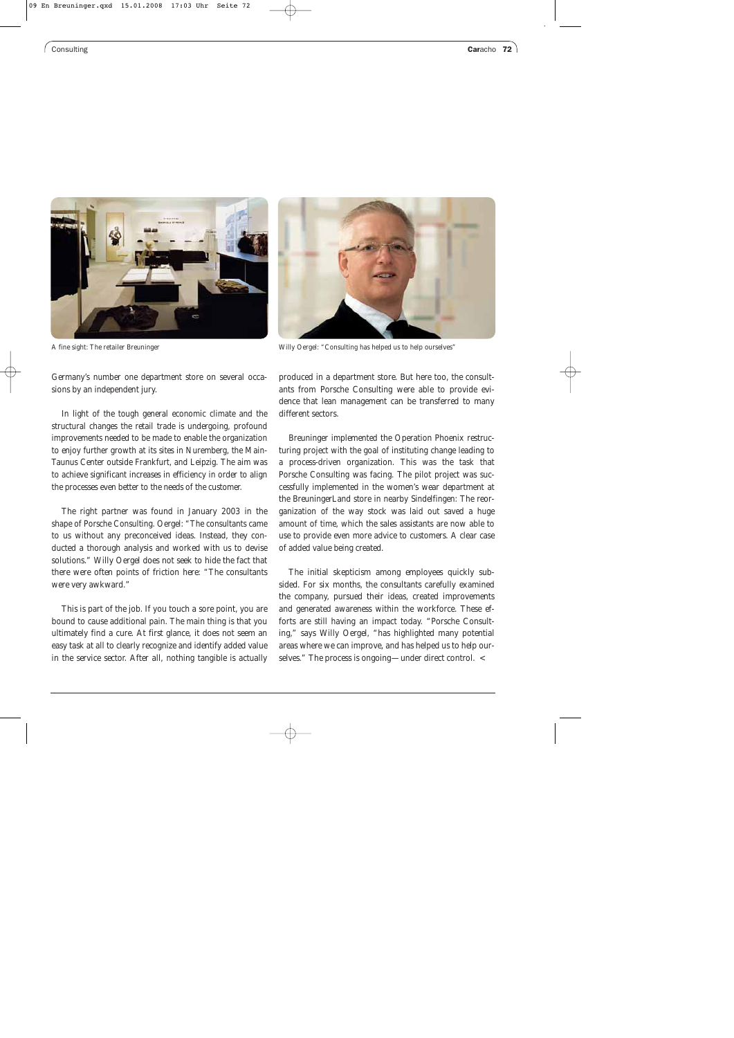A fine sight: The retailer Breuninger

Willy Oergel: "Consulting has helped us to help ourselves"

Germany's number one department store on several occasions by an independent jury.

In light of the tough general economic climate and the structural changes the retail trade is undergoing, profound improvements needed to be made to enable the organization to enjoy further growth at its sites in Nuremberg, the Main-Taunus Center outside Frankfurt, and Leipzig. The aim was to achieve significant increases in efficiency in order to align the processes even better to the needs of the customer.

The right partner was found in January 2003 in the shape of Porsche Consulting. Oergel: "The consultants came to us without any preconceived ideas. Instead, they conducted a thorough analysis and worked with us to devise solutions." Willy Oergel does not seek to hide the fact that there were often points of friction here: "The consultants were very awkward."

This is part of the job. If you touch a sore point, you are bound to cause additional pain. The main thing is that you ultimately find a cure. At first glance, it does not seem an easy task at all to clearly recognize and identify added value in the service sector. After all, nothing tangible is actually produced in a department store. But here too, the consultants from Porsche Consulting were able to provide evidence that lean management can be transferred to many different sectors.

Breuninger implemented the Operation Phoenix restructuring project with the goal of instituting change leading to a process-driven organization. This was the task that Porsche Consulting was facing. The pilot project was successfully implemented in the women's wear department at the BreuningerLand store in nearby Sindelfingen: The reorganization of the way stock was laid out saved a huge amount of time, which the sales assistants are now able to use to provide even more advice to customers. A clear case of added value being created.

The initial skepticism among employees quickly subsided. For six months, the consultants carefully examined the company, pursued their ideas, created improvements and generated awareness within the workforce. These efforts are still having an impact today. "Porsche Consulting," says Willy Oergel, "has highlighted many potential areas where we can improve, and has helped us to help ourselves." The process is ongoing—under direct control. <